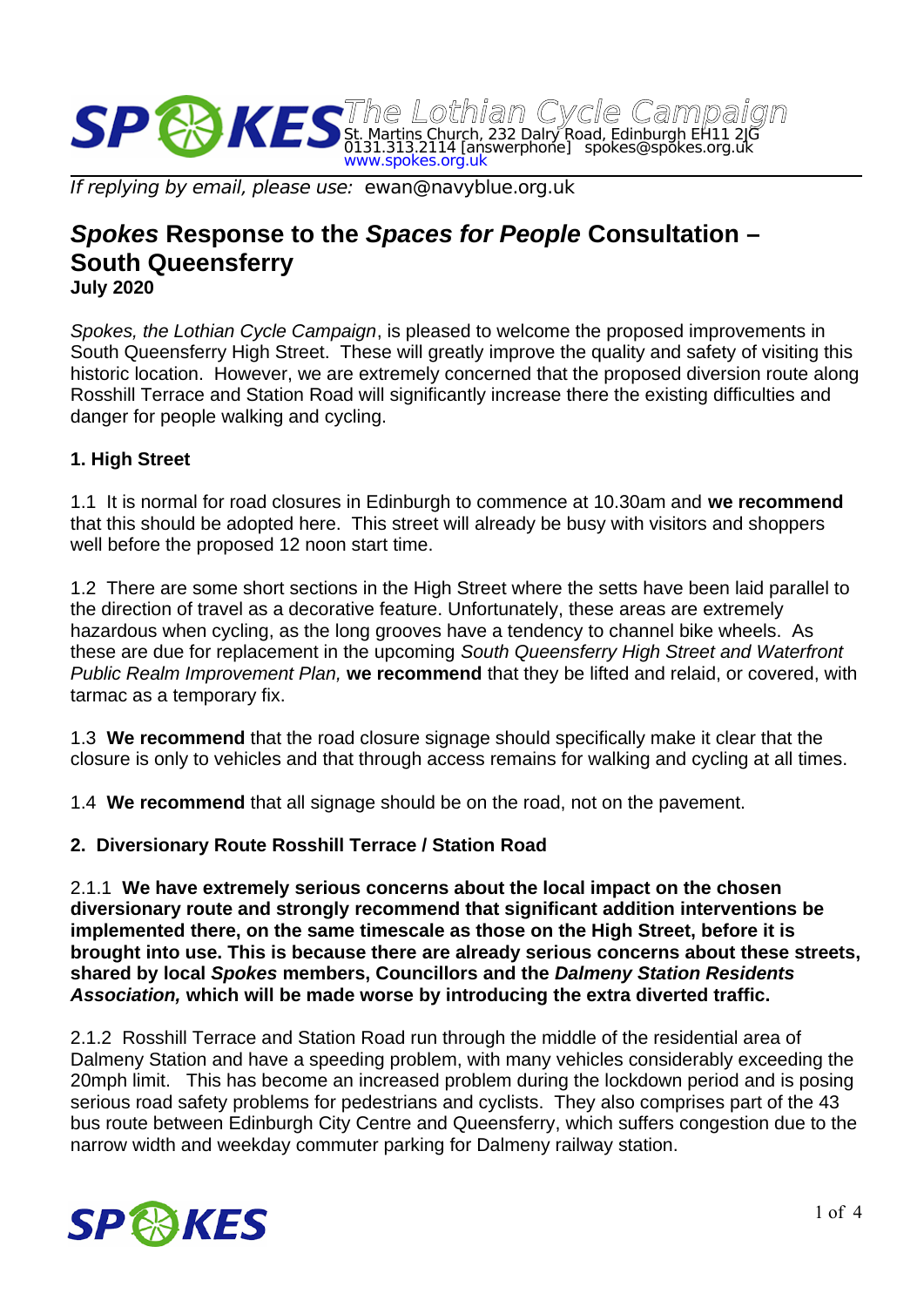**SPOKES** *The Lothian Cycle Campaign*
St. Martins Church, 232 Dalry Road, Edinburgh EH11 2JG
0131.313.2114 [answerphone] spokes@spokes.org.uk
www.spokes.org.uk

*If replying by email, please use:* ewan@navyblue.org.uk

# *Spokes* Response to the *Spaces for People* Consultation – South Queensferry

**July 2020**

*Spokes, the Lothian Cycle Campaign*, is pleased to welcome the proposed improvements in South Queensferry High Street. These will greatly improve the quality and safety of visiting this historic location. However, we are extremely concerned that the proposed diversion route along Rosshill Terrace and Station Road will significantly increase there the existing difficulties and danger for people walking and cycling.

## 1. High Street

1.1 It is normal for road closures in Edinburgh to commence at 10.30am and **we recommend** that this should be adopted here. This street will already be busy with visitors and shoppers well before the proposed 12 noon start time.

1.2 There are some short sections in the High Street where the setts have been laid parallel to the direction of travel as a decorative feature. Unfortunately, these areas are extremely hazardous when cycling, as the long grooves have a tendency to channel bike wheels. As these are due for replacement in the upcoming *South Queensferry High Street and Waterfront Public Realm Improvement Plan,* **we recommend** that they be lifted and relaid, or covered, with tarmac as a temporary fix.

1.3 **We recommend** that the road closure signage should specifically make it clear that the closure is only to vehicles and that through access remains for walking and cycling at all times.

1.4 **We recommend** that all signage should be on the road, not on the pavement.

## 2. Diversionary Route Rosshill Terrace / Station Road

2.1.1 **We have extremely serious concerns about the local impact on the chosen diversionary route and strongly recommend that significant addition interventions be implemented there, on the same timescale as those on the High Street, before it is brought into use. This is because there are already serious concerns about these streets, shared by local *Spokes* members, Councillors and the *Dalmeny Station Residents Association,* which will be made worse by introducing the extra diverted traffic.**

2.1.2 Rosshill Terrace and Station Road run through the middle of the residential area of Dalmeny Station and have a speeding problem, with many vehicles considerably exceeding the 20mph limit. This has become an increased problem during the lockdown period and is posing serious road safety problems for pedestrians and cyclists. They also comprises part of the 43 bus route between Edinburgh City Centre and Queensferry, which suffers congestion due to the narrow width and weekday commuter parking for Dalmeny railway station.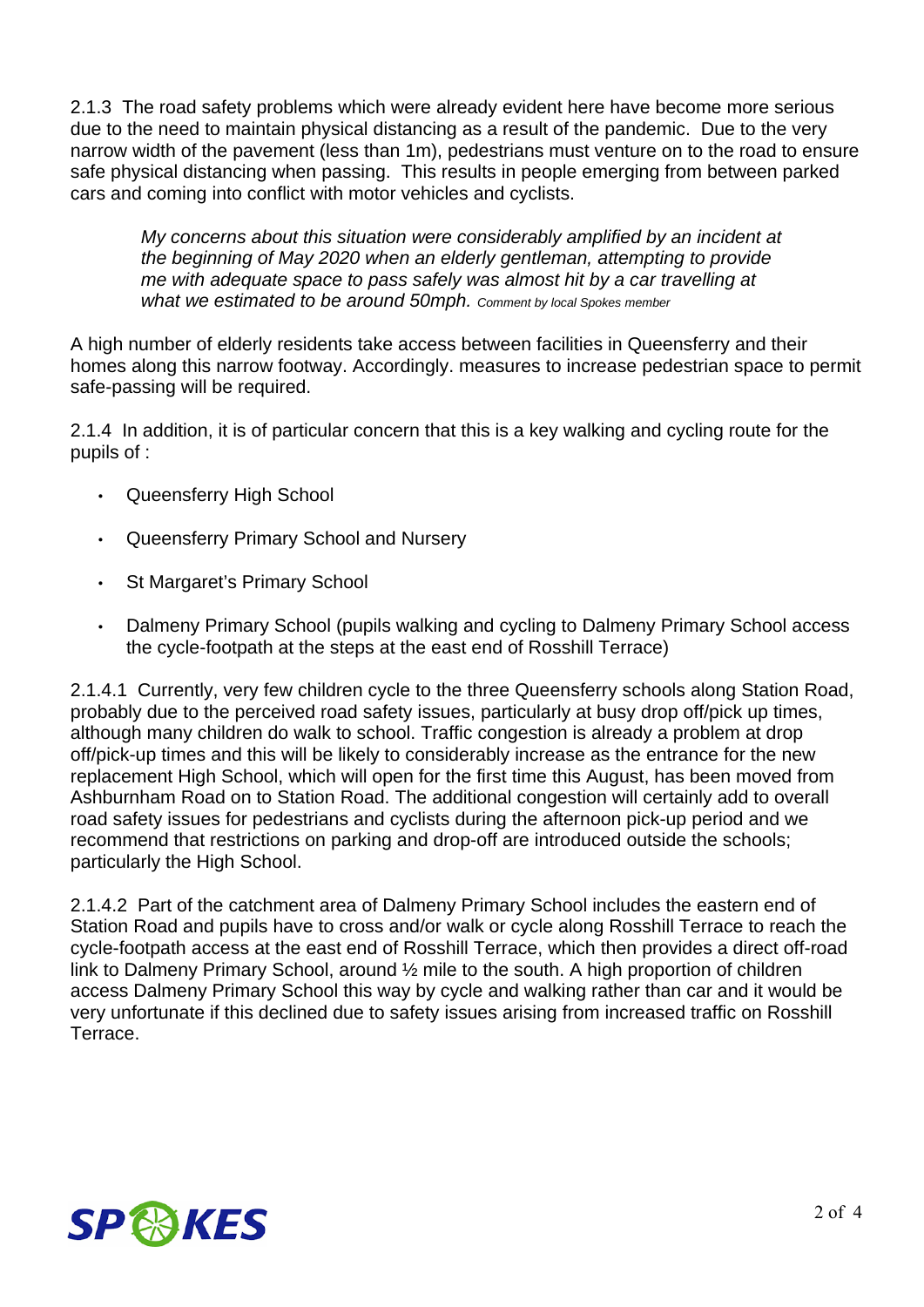2.1.3 The road safety problems which were already evident here have become more serious due to the need to maintain physical distancing as a result of the pandemic. Due to the very narrow width of the pavement (less than 1m), pedestrians must venture on to the road to ensure safe physical distancing when passing. This results in people emerging from between parked cars and coming into conflict with motor vehicles and cyclists.

> *My concerns about this situation were considerably amplified by an incident at the beginning of May 2020 when an elderly gentleman, attempting to provide me with adequate space to pass safely was almost hit by a car travelling at what we estimated to be around 50mph.* *Comment by local Spokes member*

A high number of elderly residents take access between facilities in Queensferry and their homes along this narrow footway. Accordingly. measures to increase pedestrian space to permit safe-passing will be required.

2.1.4 In addition, it is of particular concern that this is a key walking and cycling route for the pupils of :

- Queensferry High School
- Queensferry Primary School and Nursery
- St Margaret's Primary School
- Dalmeny Primary School (pupils walking and cycling to Dalmeny Primary School access the cycle-footpath at the steps at the east end of Rosshill Terrace)

2.1.4.1 Currently, very few children cycle to the three Queensferry schools along Station Road, probably due to the perceived road safety issues, particularly at busy drop off/pick up times, although many children do walk to school. Traffic congestion is already a problem at drop off/pick-up times and this will be likely to considerably increase as the entrance for the new replacement High School, which will open for the first time this August, has been moved from Ashburnham Road on to Station Road. The additional congestion will certainly add to overall road safety issues for pedestrians and cyclists during the afternoon pick-up period and we recommend that restrictions on parking and drop-off are introduced outside the schools; particularly the High School.

2.1.4.2 Part of the catchment area of Dalmeny Primary School includes the eastern end of Station Road and pupils have to cross and/or walk or cycle along Rosshill Terrace to reach the cycle-footpath access at the east end of Rosshill Terrace, which then provides a direct off-road link to Dalmeny Primary School, around ½ mile to the south. A high proportion of children access Dalmeny Primary School this way by cycle and walking rather than car and it would be very unfortunate if this declined due to safety issues arising from increased traffic on Rosshill Terrace.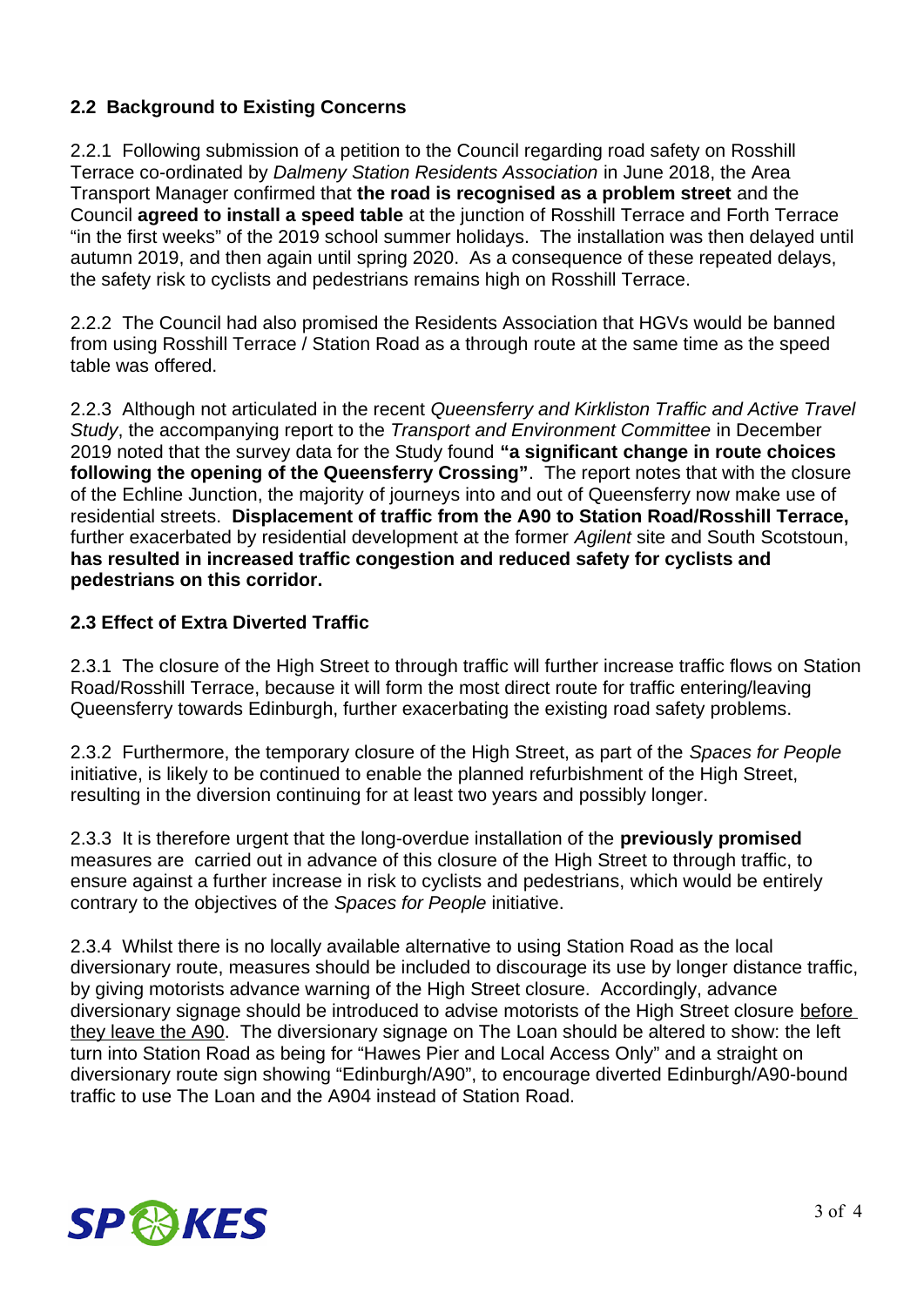## 2.2 Background to Existing Concerns

2.2.1 Following submission of a petition to the Council regarding road safety on Rosshill Terrace co-ordinated by *Dalmeny Station Residents Association* in June 2018, the Area Transport Manager confirmed that **the road is recognised as a problem street** and the Council **agreed to install a speed table** at the junction of Rosshill Terrace and Forth Terrace "in the first weeks" of the 2019 school summer holidays. The installation was then delayed until autumn 2019, and then again until spring 2020. As a consequence of these repeated delays, the safety risk to cyclists and pedestrians remains high on Rosshill Terrace.

2.2.2 The Council had also promised the Residents Association that HGVs would be banned from using Rosshill Terrace / Station Road as a through route at the same time as the speed table was offered.

2.2.3 Although not articulated in the recent *Queensferry and Kirkliston Traffic and Active Travel Study*, the accompanying report to the *Transport and Environment Committee* in December 2019 noted that the survey data for the Study found **"a significant change in route choices following the opening of the Queensferry Crossing"**. The report notes that with the closure of the Echline Junction, the majority of journeys into and out of Queensferry now make use of residential streets. **Displacement of traffic from the A90 to Station Road/Rosshill Terrace,** further exacerbated by residential development at the former *Agilent* site and South Scotstoun, **has resulted in increased traffic congestion and reduced safety for cyclists and pedestrians on this corridor.**

## 2.3 Effect of Extra Diverted Traffic

2.3.1 The closure of the High Street to through traffic will further increase traffic flows on Station Road/Rosshill Terrace, because it will form the most direct route for traffic entering/leaving Queensferry towards Edinburgh, further exacerbating the existing road safety problems.

2.3.2 Furthermore, the temporary closure of the High Street, as part of the *Spaces for People* initiative, is likely to be continued to enable the planned refurbishment of the High Street, resulting in the diversion continuing for at least two years and possibly longer.

2.3.3 It is therefore urgent that the long-overdue installation of the **previously promised** measures are carried out in advance of this closure of the High Street to through traffic, to ensure against a further increase in risk to cyclists and pedestrians, which would be entirely contrary to the objectives of the *Spaces for People* initiative.

2.3.4 Whilst there is no locally available alternative to using Station Road as the local diversionary route, measures should be included to discourage its use by longer distance traffic, by giving motorists advance warning of the High Street closure. Accordingly, advance diversionary signage should be introduced to advise motorists of the High Street closure before they leave the A90. The diversionary signage on The Loan should be altered to show: the left turn into Station Road as being for "Hawes Pier and Local Access Only" and a straight on diversionary route sign showing "Edinburgh/A90", to encourage diverted Edinburgh/A90-bound traffic to use The Loan and the A904 instead of Station Road.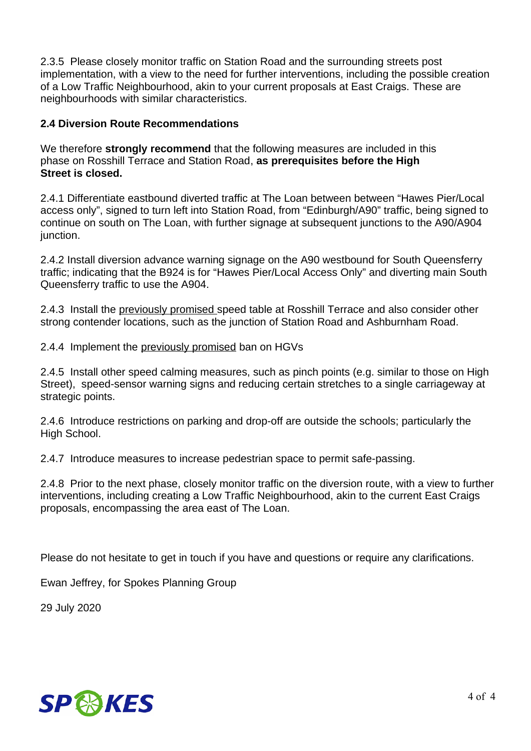2.3.5 Please closely monitor traffic on Station Road and the surrounding streets post implementation, with a view to the need for further interventions, including the possible creation of a Low Traffic Neighbourhood, akin to your current proposals at East Craigs. These are neighbourhoods with similar characteristics.

### 2.4 Diversion Route Recommendations

We therefore **strongly recommend** that the following measures are included in this phase on Rosshill Terrace and Station Road, **as prerequisites before the High Street is closed.**

2.4.1 Differentiate eastbound diverted traffic at The Loan between between "Hawes Pier/Local access only", signed to turn left into Station Road, from "Edinburgh/A90" traffic, being signed to continue on south on The Loan, with further signage at subsequent junctions to the A90/A904 junction.

2.4.2 Install diversion advance warning signage on the A90 westbound for South Queensferry traffic; indicating that the B924 is for "Hawes Pier/Local Access Only" and diverting main South Queensferry traffic to use the A904.

2.4.3 Install the previously promised speed table at Rosshill Terrace and also consider other strong contender locations, such as the junction of Station Road and Ashburnham Road.

2.4.4 Implement the previously promised ban on HGVs

2.4.5 Install other speed calming measures, such as pinch points (e.g. similar to those on High Street), speed-sensor warning signs and reducing certain stretches to a single carriageway at strategic points.

2.4.6 Introduce restrictions on parking and drop-off are outside the schools; particularly the High School.

2.4.7 Introduce measures to increase pedestrian space to permit safe-passing.

2.4.8 Prior to the next phase, closely monitor traffic on the diversion route, with a view to further interventions, including creating a Low Traffic Neighbourhood, akin to the current East Craigs proposals, encompassing the area east of The Loan.

Please do not hesitate to get in touch if you have and questions or require any clarifications.

Ewan Jeffrey, for Spokes Planning Group

29 July 2020

SPOKES